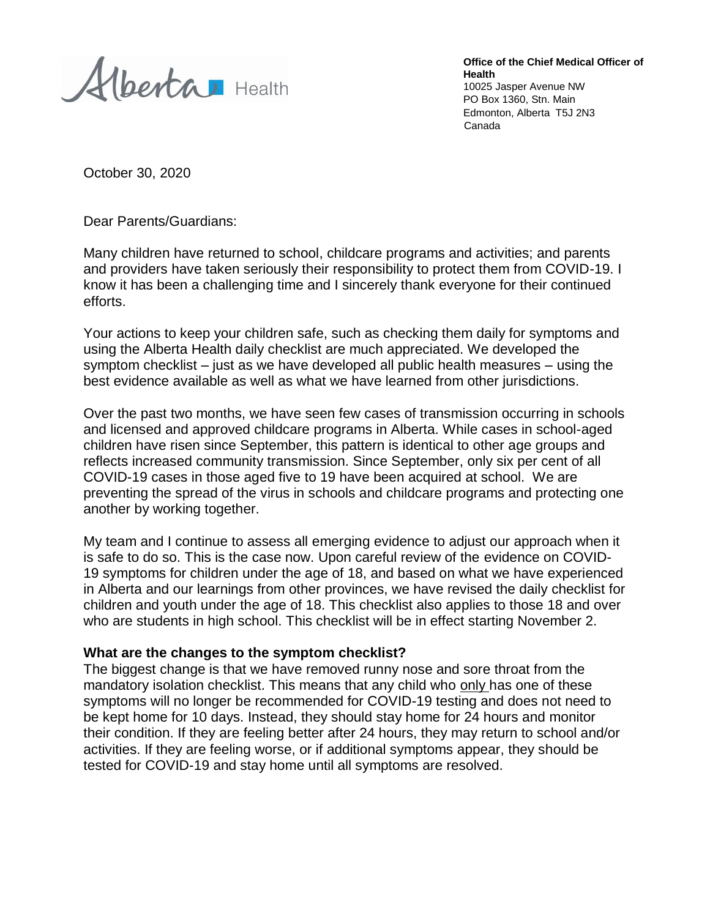Alberta Health

**Office of the Chief Medical Officer of Health**
10025 Jasper Avenue NW
PO Box 1360, Stn. Main
Edmonton, Alberta T5J 2N3
Canada

October 30, 2020

Dear Parents/Guardians:

Many children have returned to school, childcare programs and activities; and parents and providers have taken seriously their responsibility to protect them from COVID-19. I know it has been a challenging time and I sincerely thank everyone for their continued efforts.

Your actions to keep your children safe, such as checking them daily for symptoms and using the Alberta Health daily checklist are much appreciated. We developed the symptom checklist – just as we have developed all public health measures – using the best evidence available as well as what we have learned from other jurisdictions.

Over the past two months, we have seen few cases of transmission occurring in schools and licensed and approved childcare programs in Alberta. While cases in school-aged children have risen since September, this pattern is identical to other age groups and reflects increased community transmission. Since September, only six per cent of all COVID-19 cases in those aged five to 19 have been acquired at school. We are preventing the spread of the virus in schools and childcare programs and protecting one another by working together.

My team and I continue to assess all emerging evidence to adjust our approach when it is safe to do so. This is the case now. Upon careful review of the evidence on COVID-19 symptoms for children under the age of 18, and based on what we have experienced in Alberta and our learnings from other provinces, we have revised the daily checklist for children and youth under the age of 18. This checklist also applies to those 18 and over who are students in high school. This checklist will be in effect starting November 2.

**What are the changes to the symptom checklist?**

The biggest change is that we have removed runny nose and sore throat from the mandatory isolation checklist. This means that any child who only has one of these symptoms will no longer be recommended for COVID-19 testing and does not need to be kept home for 10 days. Instead, they should stay home for 24 hours and monitor their condition. If they are feeling better after 24 hours, they may return to school and/or activities. If they are feeling worse, or if additional symptoms appear, they should be tested for COVID-19 and stay home until all symptoms are resolved.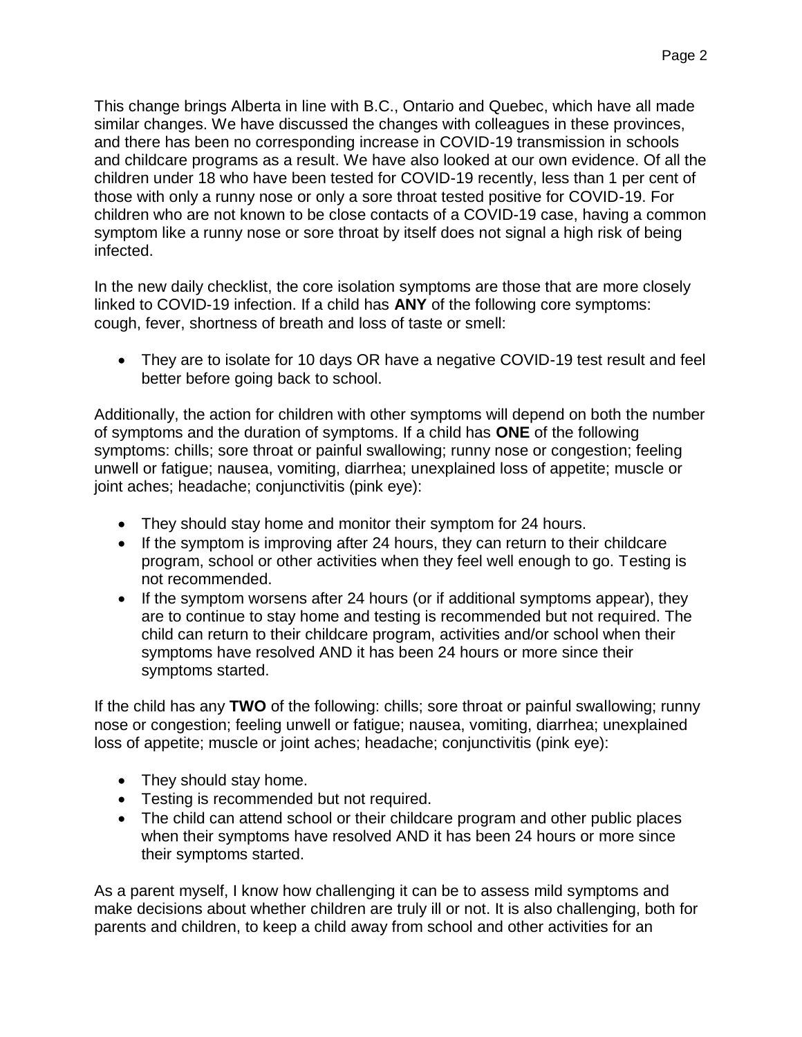This change brings Alberta in line with B.C., Ontario and Quebec, which have all made similar changes. We have discussed the changes with colleagues in these provinces, and there has been no corresponding increase in COVID-19 transmission in schools and childcare programs as a result. We have also looked at our own evidence. Of all the children under 18 who have been tested for COVID-19 recently, less than 1 per cent of those with only a runny nose or only a sore throat tested positive for COVID-19. For children who are not known to be close contacts of a COVID-19 case, having a common symptom like a runny nose or sore throat by itself does not signal a high risk of being infected.

In the new daily checklist, the core isolation symptoms are those that are more closely linked to COVID-19 infection. If a child has **ANY** of the following core symptoms: cough, fever, shortness of breath and loss of taste or smell:

- They are to isolate for 10 days OR have a negative COVID-19 test result and feel better before going back to school.

Additionally, the action for children with other symptoms will depend on both the number of symptoms and the duration of symptoms. If a child has **ONE** of the following symptoms: chills; sore throat or painful swallowing; runny nose or congestion; feeling unwell or fatigue; nausea, vomiting, diarrhea; unexplained loss of appetite; muscle or joint aches; headache; conjunctivitis (pink eye):

- They should stay home and monitor their symptom for 24 hours.
- If the symptom is improving after 24 hours, they can return to their childcare program, school or other activities when they feel well enough to go. Testing is not recommended.
- If the symptom worsens after 24 hours (or if additional symptoms appear), they are to continue to stay home and testing is recommended but not required. The child can return to their childcare program, activities and/or school when their symptoms have resolved AND it has been 24 hours or more since their symptoms started.

If the child has any **TWO** of the following: chills; sore throat or painful swallowing; runny nose or congestion; feeling unwell or fatigue; nausea, vomiting, diarrhea; unexplained loss of appetite; muscle or joint aches; headache; conjunctivitis (pink eye):

- They should stay home.
- Testing is recommended but not required.
- The child can attend school or their childcare program and other public places when their symptoms have resolved AND it has been 24 hours or more since their symptoms started.

As a parent myself, I know how challenging it can be to assess mild symptoms and make decisions about whether children are truly ill or not. It is also challenging, both for parents and children, to keep a child away from school and other activities for an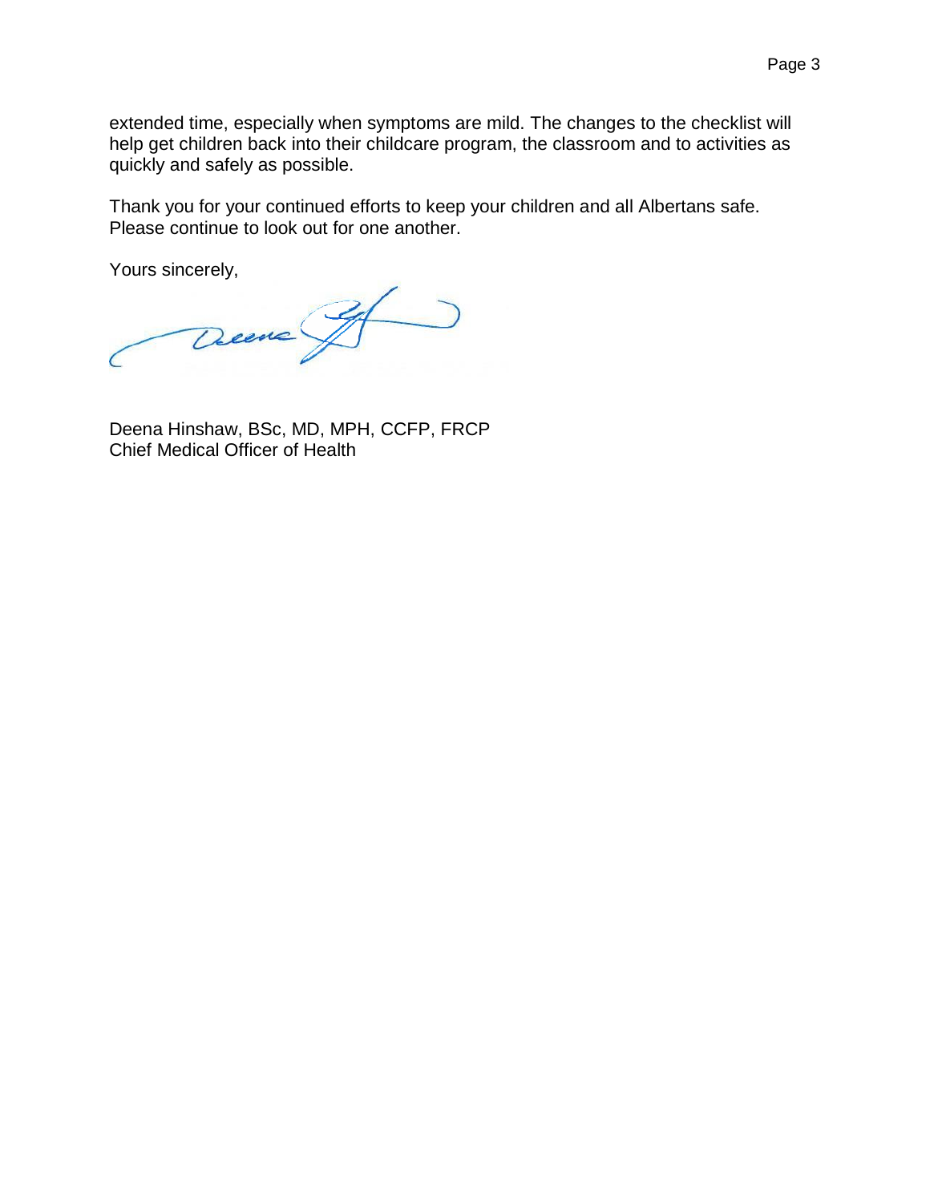extended time, especially when symptoms are mild. The changes to the checklist will help get children back into their childcare program, the classroom and to activities as quickly and safely as possible.

Thank you for your continued efforts to keep your children and all Albertans safe. Please continue to look out for one another.

Yours sincerely,

Deena Hinshaw, BSc, MD, MPH, CCFP, FRCP
Chief Medical Officer of Health